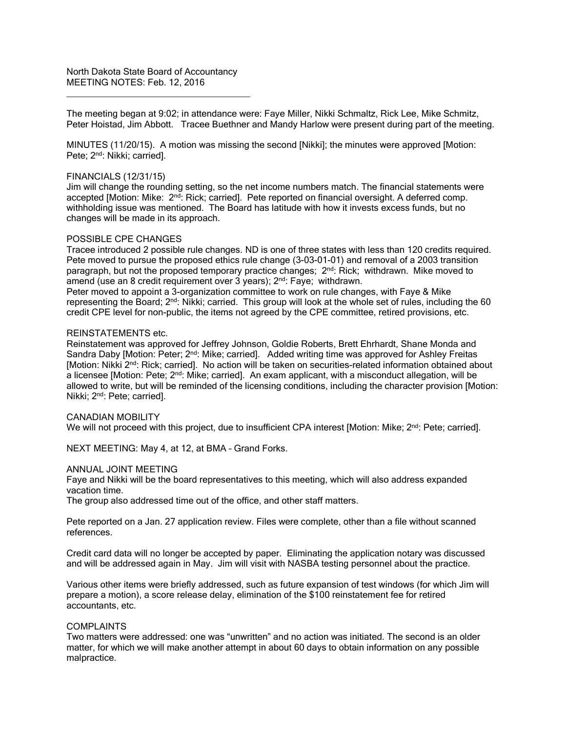North Dakota State Board of Accountancy
MEETING NOTES: Feb. 12, 2016

---

The meeting began at 9:02; in attendance were: Faye Miller, Nikki Schmaltz, Rick Lee, Mike Schmitz, Peter Hoistad, Jim Abbott. Tracee Buethner and Mandy Harlow were present during part of the meeting.

MINUTES (11/20/15). A motion was missing the second [Nikki]; the minutes were approved [Motion: Pete; 2nd: Nikki; carried].

FINANCIALS (12/31/15)
Jim will change the rounding setting, so the net income numbers match. The financial statements were accepted [Motion: Mike: 2nd: Rick; carried]. Pete reported on financial oversight. A deferred comp. withholding issue was mentioned. The Board has latitude with how it invests excess funds, but no changes will be made in its approach.

POSSIBLE CPE CHANGES
Tracee introduced 2 possible rule changes. ND is one of three states with less than 120 credits required. Pete moved to pursue the proposed ethics rule change (3-03-01-01) and removal of a 2003 transition paragraph, but not the proposed temporary practice changes; 2nd: Rick; withdrawn. Mike moved to amend (use an 8 credit requirement over 3 years); 2nd: Faye; withdrawn.
Peter moved to appoint a 3-organization committee to work on rule changes, with Faye & Mike representing the Board; 2nd: Nikki; carried. This group will look at the whole set of rules, including the 60 credit CPE level for non-public, the items not agreed by the CPE committee, retired provisions, etc.

REINSTATEMENTS etc.
Reinstatement was approved for Jeffrey Johnson, Goldie Roberts, Brett Ehrhardt, Shane Monda and Sandra Daby [Motion: Peter; 2nd: Mike; carried]. Added writing time was approved for Ashley Freitas [Motion: Nikki 2nd: Rick; carried]. No action will be taken on securities-related information obtained about a licensee [Motion: Pete; 2nd: Mike; carried]. An exam applicant, with a misconduct allegation, will be allowed to write, but will be reminded of the licensing conditions, including the character provision [Motion: Nikki; 2nd: Pete; carried].

CANADIAN MOBILITY
We will not proceed with this project, due to insufficient CPA interest [Motion: Mike; 2nd: Pete; carried].

NEXT MEETING: May 4, at 12, at BMA – Grand Forks.

ANNUAL JOINT MEETING
Faye and Nikki will be the board representatives to this meeting, which will also address expanded vacation time.
The group also addressed time out of the office, and other staff matters.

Pete reported on a Jan. 27 application review. Files were complete, other than a file without scanned references.

Credit card data will no longer be accepted by paper. Eliminating the application notary was discussed and will be addressed again in May. Jim will visit with NASBA testing personnel about the practice.

Various other items were briefly addressed, such as future expansion of test windows (for which Jim will prepare a motion), a score release delay, elimination of the $100 reinstatement fee for retired accountants, etc.

COMPLAINTS
Two matters were addressed: one was "unwritten" and no action was initiated. The second is an older matter, for which we will make another attempt in about 60 days to obtain information on any possible malpractice.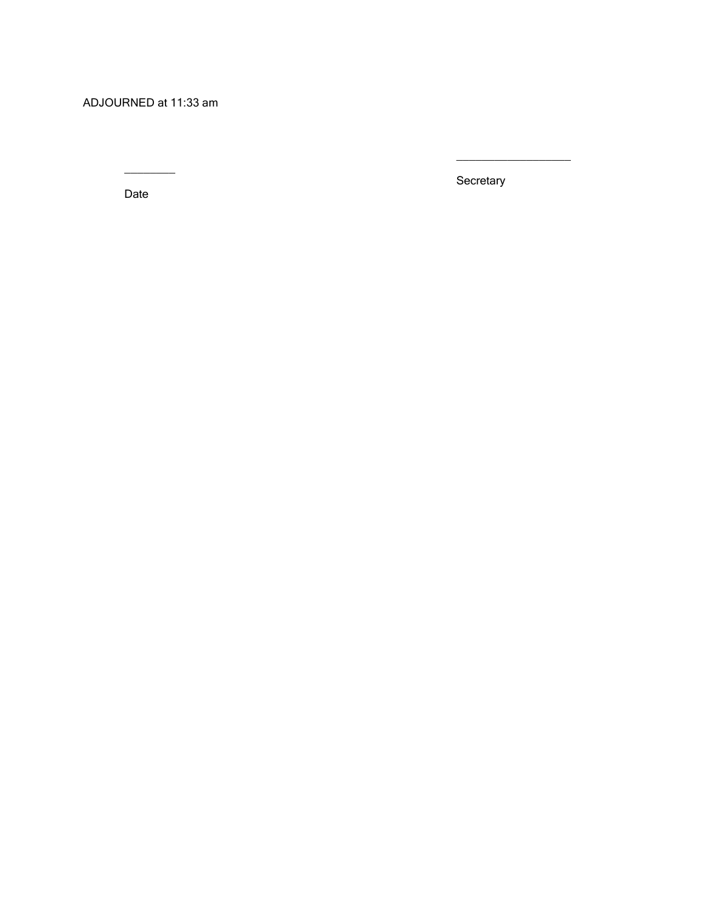ADJOURNED at 11:33 am

\_\_\_\_\_\_\_\_\_\_ Date

\_\_\_\_\_\_\_\_\_\_\_\_\_\_\_\_\_\_\_\_ Secretary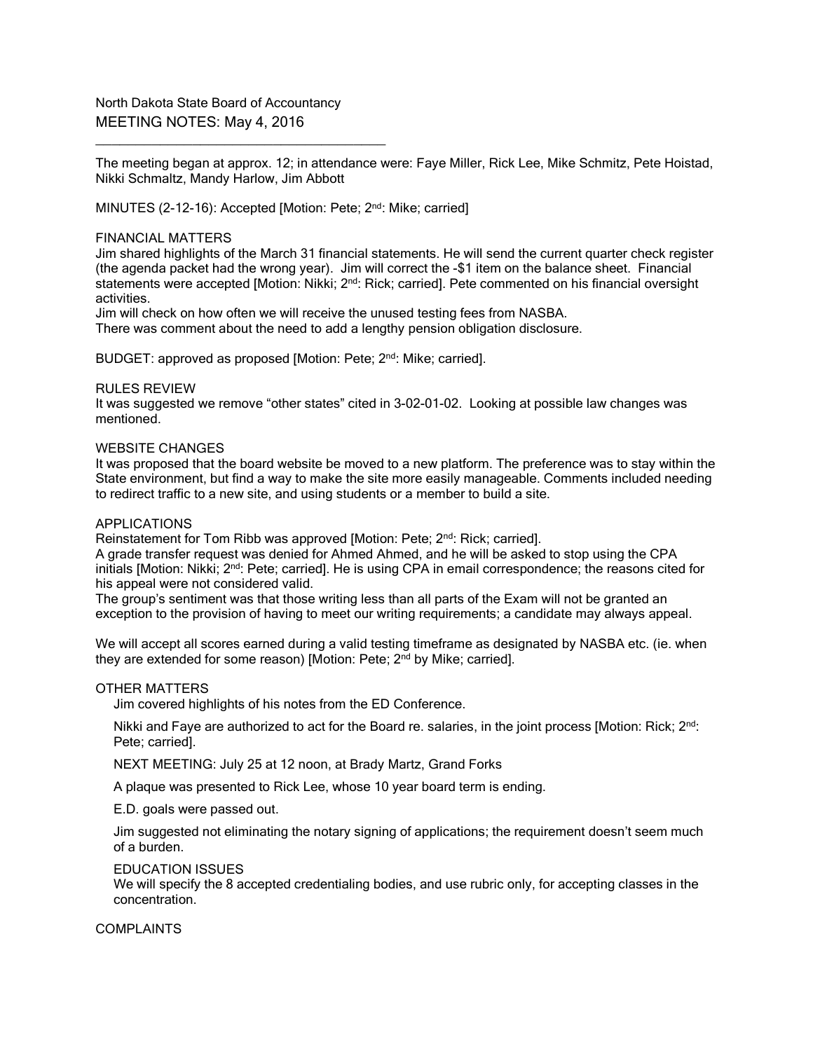North Dakota State Board of Accountancy
MEETING NOTES: May 4, 2016

---

The meeting began at approx. 12; in attendance were: Faye Miller, Rick Lee, Mike Schmitz, Pete Hoistad, Nikki Schmaltz, Mandy Harlow, Jim Abbott

MINUTES (2-12-16): Accepted [Motion: Pete; 2nd: Mike; carried]

FINANCIAL MATTERS
Jim shared highlights of the March 31 financial statements. He will send the current quarter check register (the agenda packet had the wrong year). Jim will correct the -$1 item on the balance sheet. Financial statements were accepted [Motion: Nikki; 2nd: Rick; carried]. Pete commented on his financial oversight activities.
Jim will check on how often we will receive the unused testing fees from NASBA.
There was comment about the need to add a lengthy pension obligation disclosure.

BUDGET: approved as proposed [Motion: Pete; 2nd: Mike; carried].

RULES REVIEW
It was suggested we remove "other states" cited in 3-02-01-02. Looking at possible law changes was mentioned.

WEBSITE CHANGES
It was proposed that the board website be moved to a new platform. The preference was to stay within the State environment, but find a way to make the site more easily manageable. Comments included needing to redirect traffic to a new site, and using students or a member to build a site.

APPLICATIONS
Reinstatement for Tom Ribb was approved [Motion: Pete; 2nd: Rick; carried].
A grade transfer request was denied for Ahmed Ahmed, and he will be asked to stop using the CPA initials [Motion: Nikki; 2nd: Pete; carried]. He is using CPA in email correspondence; the reasons cited for his appeal were not considered valid.
The group's sentiment was that those writing less than all parts of the Exam will not be granted an exception to the provision of having to meet our writing requirements; a candidate may always appeal.

We will accept all scores earned during a valid testing timeframe as designated by NASBA etc. (ie. when they are extended for some reason) [Motion: Pete; 2nd by Mike; carried].

OTHER MATTERS
Jim covered highlights of his notes from the ED Conference.

Nikki and Faye are authorized to act for the Board re. salaries, in the joint process [Motion: Rick; 2nd: Pete; carried].

NEXT MEETING: July 25 at 12 noon, at Brady Martz, Grand Forks

A plaque was presented to Rick Lee, whose 10 year board term is ending.

E.D. goals were passed out.

Jim suggested not eliminating the notary signing of applications; the requirement doesn't seem much of a burden.

EDUCATION ISSUES
We will specify the 8 accepted credentialing bodies, and use rubric only, for accepting classes in the concentration.

COMPLAINTS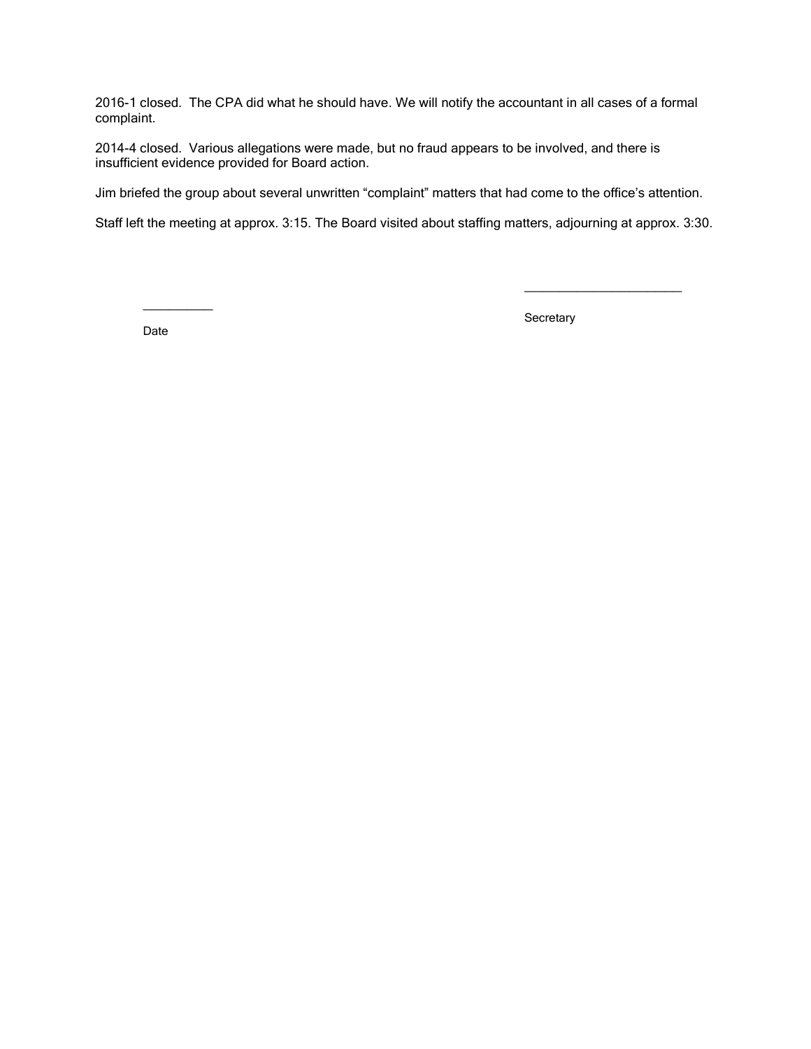2016-1 closed.  The CPA did what he should have. We will notify the accountant in all cases of a formal complaint.

2014-4 closed.  Various allegations were made, but no fraud appears to be involved, and there is insufficient evidence provided for Board action.

Jim briefed the group about several unwritten "complaint" matters that had come to the office's attention.

Staff left the meeting at approx. 3:15. The Board visited about staffing matters, adjourning at approx. 3:30.

\_\_\_\_\_\_\_\_\_\_\_\_\_\_\_\_\_\_\_\_\_\_\_\_\_

Secretary

\_\_\_\_\_\_\_\_\_\_\_

Date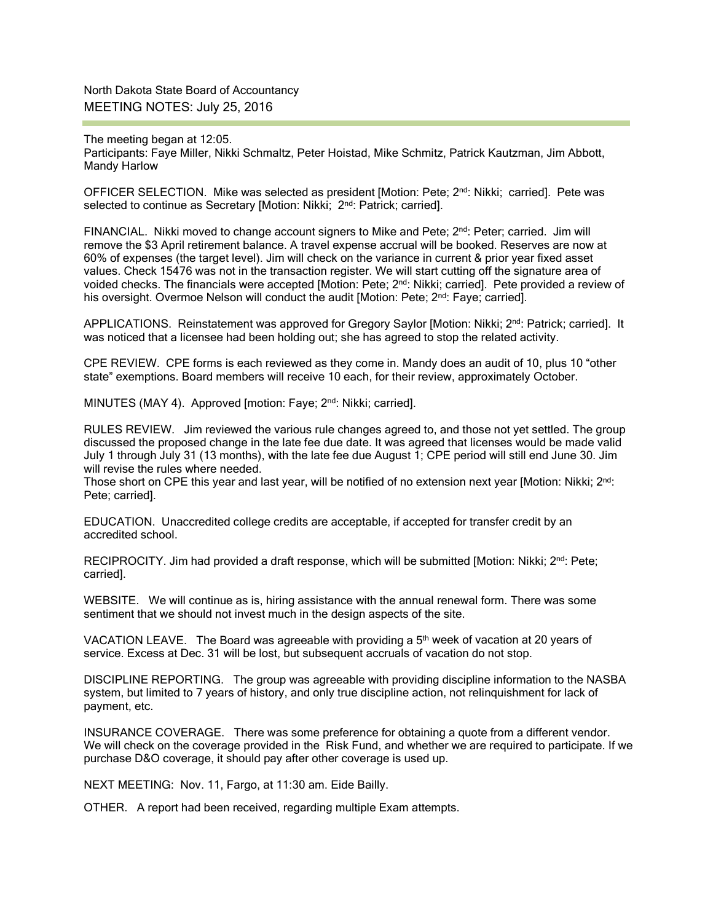North Dakota State Board of Accountancy

MEETING NOTES: July 25, 2016

The meeting began at 12:05.
Participants: Faye Miller, Nikki Schmaltz, Peter Hoistad, Mike Schmitz, Patrick Kautzman, Jim Abbott, Mandy Harlow

OFFICER SELECTION. Mike was selected as president [Motion: Pete; 2nd: Nikki; carried]. Pete was selected to continue as Secretary [Motion: Nikki; 2nd: Patrick; carried].

FINANCIAL. Nikki moved to change account signers to Mike and Pete; 2nd: Peter; carried. Jim will remove the $3 April retirement balance. A travel expense accrual will be booked. Reserves are now at 60% of expenses (the target level). Jim will check on the variance in current & prior year fixed asset values. Check 15476 was not in the transaction register. We will start cutting off the signature area of voided checks. The financials were accepted [Motion: Pete; 2nd: Nikki; carried]. Pete provided a review of his oversight. Overmoe Nelson will conduct the audit [Motion: Pete; 2nd: Faye; carried].

APPLICATIONS. Reinstatement was approved for Gregory Saylor [Motion: Nikki; 2nd: Patrick; carried]. It was noticed that a licensee had been holding out; she has agreed to stop the related activity.

CPE REVIEW. CPE forms is each reviewed as they come in. Mandy does an audit of 10, plus 10 "other state" exemptions. Board members will receive 10 each, for their review, approximately October.

MINUTES (MAY 4). Approved [motion: Faye; 2nd: Nikki; carried].

RULES REVIEW. Jim reviewed the various rule changes agreed to, and those not yet settled. The group discussed the proposed change in the late fee due date. It was agreed that licenses would be made valid July 1 through July 31 (13 months), with the late fee due August 1; CPE period will still end June 30. Jim will revise the rules where needed.
Those short on CPE this year and last year, will be notified of no extension next year [Motion: Nikki; 2nd: Pete; carried].

EDUCATION. Unaccredited college credits are acceptable, if accepted for transfer credit by an accredited school.

RECIPROCITY. Jim had provided a draft response, which will be submitted [Motion: Nikki; 2nd: Pete; carried].

WEBSITE. We will continue as is, hiring assistance with the annual renewal form. There was some sentiment that we should not invest much in the design aspects of the site.

VACATION LEAVE. The Board was agreeable with providing a 5th week of vacation at 20 years of service. Excess at Dec. 31 will be lost, but subsequent accruals of vacation do not stop.

DISCIPLINE REPORTING. The group was agreeable with providing discipline information to the NASBA system, but limited to 7 years of history, and only true discipline action, not relinquishment for lack of payment, etc.

INSURANCE COVERAGE. There was some preference for obtaining a quote from a different vendor. We will check on the coverage provided in the Risk Fund, and whether we are required to participate. If we purchase D&O coverage, it should pay after other coverage is used up.

NEXT MEETING: Nov. 11, Fargo, at 11:30 am. Eide Bailly.

OTHER. A report had been received, regarding multiple Exam attempts.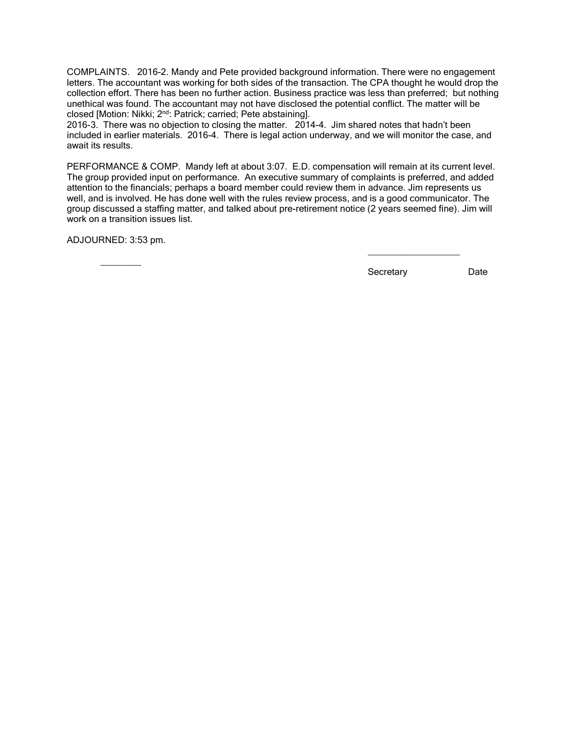COMPLAINTS. 2016-2. Mandy and Pete provided background information. There were no engagement letters. The accountant was working for both sides of the transaction. The CPA thought he would drop the collection effort. There has been no further action. Business practice was less than preferred; but nothing unethical was found. The accountant may not have disclosed the potential conflict. The matter will be closed [Motion: Nikki; 2nd: Patrick; carried; Pete abstaining].
2016-3. There was no objection to closing the matter. 2014-4. Jim shared notes that hadn't been included in earlier materials. 2016-4. There is legal action underway, and we will monitor the case, and await its results.

PERFORMANCE & COMP. Mandy left at about 3:07. E.D. compensation will remain at its current level. The group provided input on performance. An executive summary of complaints is preferred, and added attention to the financials; perhaps a board member could review them in advance. Jim represents us well, and is involved. He has done well with the rules review process, and is a good communicator. The group discussed a staffing matter, and talked about pre-retirement notice (2 years seemed fine). Jim will work on a transition issues list.

ADJOURNED: 3:53 pm.

\_\_\_\_\_\_\_\_ \_\_\_\_\_\_\_\_\_\_\_\_\_\_\_\_\_\_\_\_

Secretary Date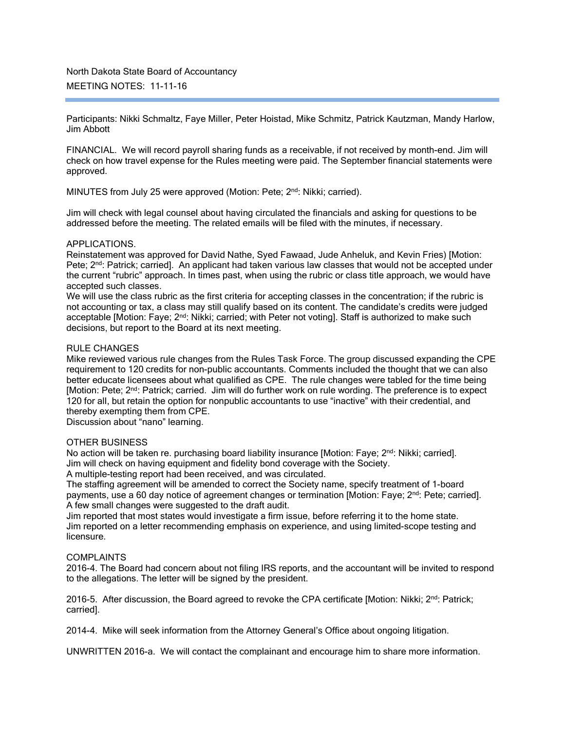North Dakota State Board of Accountancy

MEETING NOTES: 11-11-16

Participants: Nikki Schmaltz, Faye Miller, Peter Hoistad, Mike Schmitz, Patrick Kautzman, Mandy Harlow, Jim Abbott

FINANCIAL. We will record payroll sharing funds as a receivable, if not received by month-end. Jim will check on how travel expense for the Rules meeting were paid. The September financial statements were approved.

MINUTES from July 25 were approved (Motion: Pete; 2nd: Nikki; carried).

Jim will check with legal counsel about having circulated the financials and asking for questions to be addressed before the meeting. The related emails will be filed with the minutes, if necessary.

APPLICATIONS.

Reinstatement was approved for David Nathe, Syed Fawaad, Jude Anheluk, and Kevin Fries) [Motion: Pete; 2nd: Patrick; carried]. An applicant had taken various law classes that would not be accepted under the current "rubric" approach. In times past, when using the rubric or class title approach, we would have accepted such classes.

We will use the class rubric as the first criteria for accepting classes in the concentration; if the rubric is not accounting or tax, a class may still qualify based on its content. The candidate's credits were judged acceptable [Motion: Faye; 2nd: Nikki; carried; with Peter not voting]. Staff is authorized to make such decisions, but report to the Board at its next meeting.

RULE CHANGES

Mike reviewed various rule changes from the Rules Task Force. The group discussed expanding the CPE requirement to 120 credits for non-public accountants. Comments included the thought that we can also better educate licensees about what qualified as CPE. The rule changes were tabled for the time being [Motion: Pete; 2nd: Patrick; carried. Jim will do further work on rule wording. The preference is to expect 120 for all, but retain the option for nonpublic accountants to use "inactive" with their credential, and thereby exempting them from CPE.

Discussion about "nano" learning.

OTHER BUSINESS

No action will be taken re. purchasing board liability insurance [Motion: Faye; 2nd: Nikki; carried].

Jim will check on having equipment and fidelity bond coverage with the Society.

A multiple-testing report had been received, and was circulated.

The staffing agreement will be amended to correct the Society name, specify treatment of 1-board payments, use a 60 day notice of agreement changes or termination [Motion: Faye; 2nd: Pete; carried].

A few small changes were suggested to the draft audit.

Jim reported that most states would investigate a firm issue, before referring it to the home state.

Jim reported on a letter recommending emphasis on experience, and using limited-scope testing and licensure.

COMPLAINTS

2016-4. The Board had concern about not filing IRS reports, and the accountant will be invited to respond to the allegations. The letter will be signed by the president.

2016-5. After discussion, the Board agreed to revoke the CPA certificate [Motion: Nikki; 2nd: Patrick; carried].

2014-4. Mike will seek information from the Attorney General's Office about ongoing litigation.

UNWRITTEN 2016-a. We will contact the complainant and encourage him to share more information.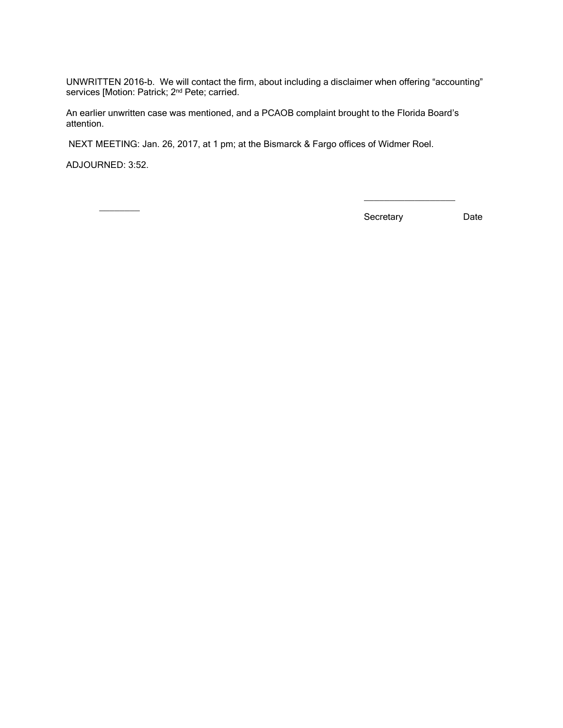UNWRITTEN 2016-b. We will contact the firm, about including a disclaimer when offering "accounting" services [Motion: Patrick; 2nd Pete; carried.

An earlier unwritten case was mentioned, and a PCAOB complaint brought to the Florida Board's attention.

NEXT MEETING: Jan. 26, 2017, at 1 pm; at the Bismarck & Fargo offices of Widmer Roel.

ADJOURNED: 3:52.

\_\_\_\_\_\_\_\_\_\_ \_\_\_\_\_\_\_\_\_\_\_\_\_\_\_\_\_\_\_\_

Secretary Date